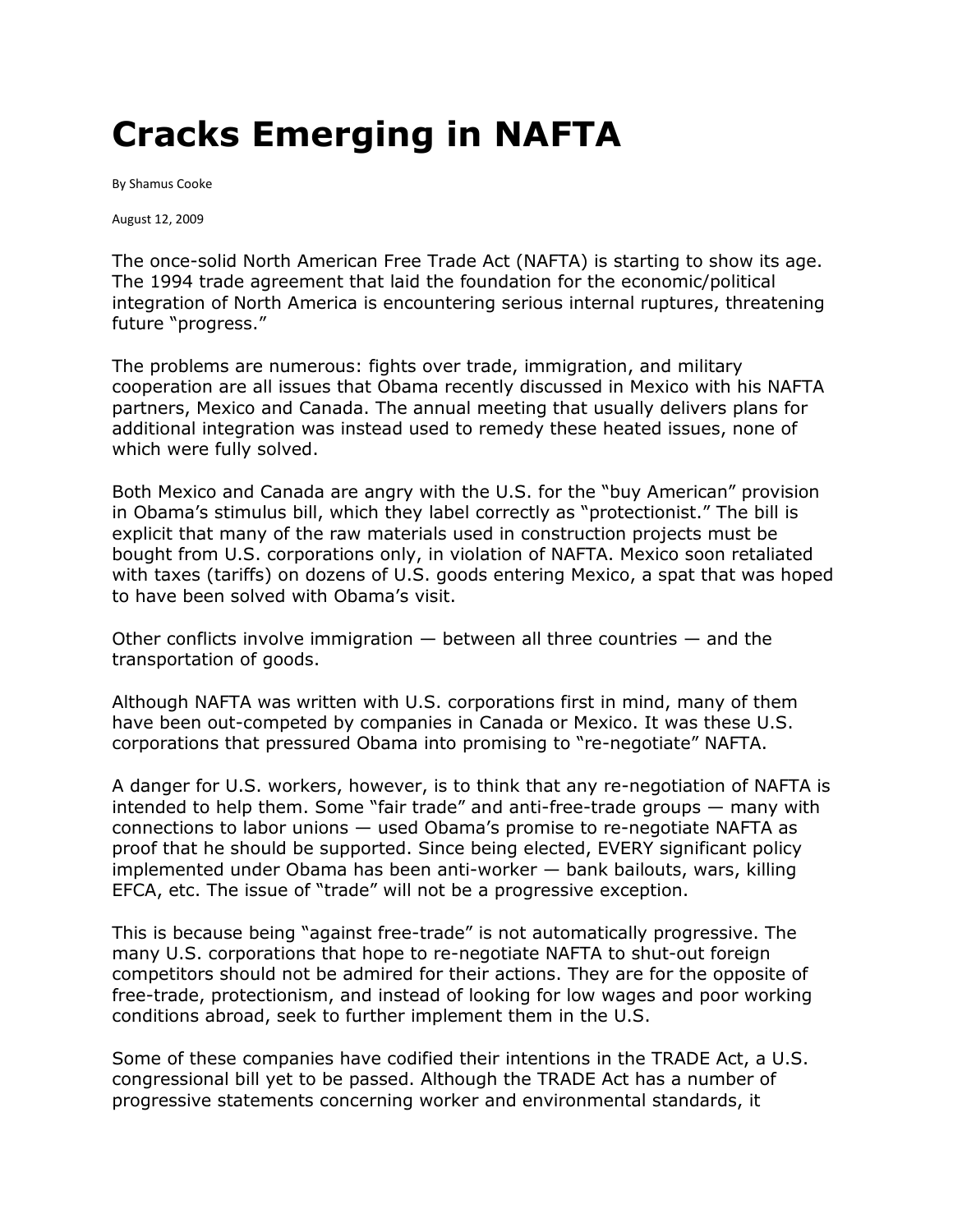# Cracks Emerging in NAFTA

By Shamus Cooke

August 12, 2009

The once-solid North American Free Trade Act (NAFTA) is starting to show its age. The 1994 trade agreement that laid the foundation for the economic/political integration of North America is encountering serious internal ruptures, threatening future "progress."

The problems are numerous: fights over trade, immigration, and military cooperation are all issues that Obama recently discussed in Mexico with his NAFTA partners, Mexico and Canada. The annual meeting that usually delivers plans for additional integration was instead used to remedy these heated issues, none of which were fully solved.

Both Mexico and Canada are angry with the U.S. for the "buy American" provision in Obama's stimulus bill, which they label correctly as "protectionist." The bill is explicit that many of the raw materials used in construction projects must be bought from U.S. corporations only, in violation of NAFTA. Mexico soon retaliated with taxes (tariffs) on dozens of U.S. goods entering Mexico, a spat that was hoped to have been solved with Obama's visit.

Other conflicts involve immigration — between all three countries — and the transportation of goods.

Although NAFTA was written with U.S. corporations first in mind, many of them have been out-competed by companies in Canada or Mexico. It was these U.S. corporations that pressured Obama into promising to "re-negotiate" NAFTA.

A danger for U.S. workers, however, is to think that any re-negotiation of NAFTA is intended to help them. Some "fair trade" and anti-free-trade groups — many with connections to labor unions — used Obama's promise to re-negotiate NAFTA as proof that he should be supported. Since being elected, EVERY significant policy implemented under Obama has been anti-worker — bank bailouts, wars, killing EFCA, etc. The issue of "trade" will not be a progressive exception.

This is because being "against free-trade" is not automatically progressive. The many U.S. corporations that hope to re-negotiate NAFTA to shut-out foreign competitors should not be admired for their actions. They are for the opposite of free-trade, protectionism, and instead of looking for low wages and poor working conditions abroad, seek to further implement them in the U.S.

Some of these companies have codified their intentions in the TRADE Act, a U.S. congressional bill yet to be passed. Although the TRADE Act has a number of progressive statements concerning worker and environmental standards, it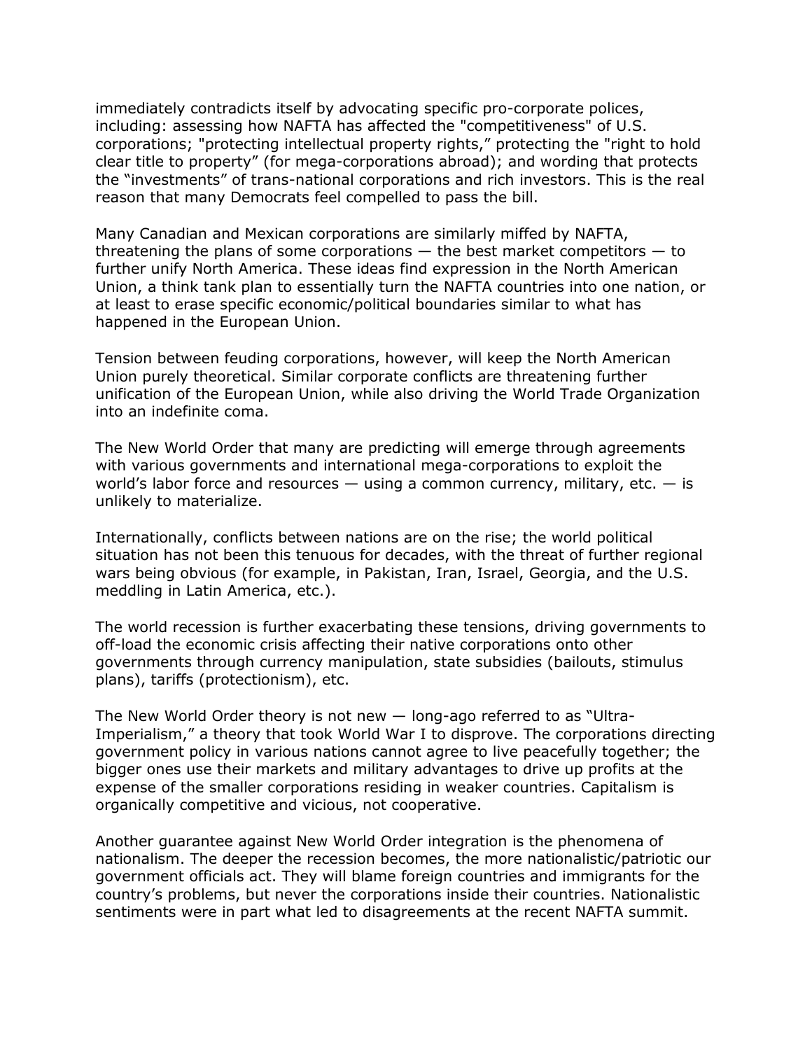immediately contradicts itself by advocating specific pro-corporate polices, including: assessing how NAFTA has affected the "competitiveness" of U.S. corporations; "protecting intellectual property rights," protecting the "right to hold clear title to property" (for mega-corporations abroad); and wording that protects the "investments" of trans-national corporations and rich investors. This is the real reason that many Democrats feel compelled to pass the bill.

Many Canadian and Mexican corporations are similarly miffed by NAFTA, threatening the plans of some corporations — the best market competitors — to further unify North America. These ideas find expression in the North American Union, a think tank plan to essentially turn the NAFTA countries into one nation, or at least to erase specific economic/political boundaries similar to what has happened in the European Union.

Tension between feuding corporations, however, will keep the North American Union purely theoretical. Similar corporate conflicts are threatening further unification of the European Union, while also driving the World Trade Organization into an indefinite coma.

The New World Order that many are predicting will emerge through agreements with various governments and international mega-corporations to exploit the world's labor force and resources — using a common currency, military, etc. — is unlikely to materialize.

Internationally, conflicts between nations are on the rise; the world political situation has not been this tenuous for decades, with the threat of further regional wars being obvious (for example, in Pakistan, Iran, Israel, Georgia, and the U.S. meddling in Latin America, etc.).

The world recession is further exacerbating these tensions, driving governments to off-load the economic crisis affecting their native corporations onto other governments through currency manipulation, state subsidies (bailouts, stimulus plans), tariffs (protectionism), etc.

The New World Order theory is not new — long-ago referred to as "Ultra-Imperialism," a theory that took World War I to disprove. The corporations directing government policy in various nations cannot agree to live peacefully together; the bigger ones use their markets and military advantages to drive up profits at the expense of the smaller corporations residing in weaker countries. Capitalism is organically competitive and vicious, not cooperative.

Another guarantee against New World Order integration is the phenomena of nationalism. The deeper the recession becomes, the more nationalistic/patriotic our government officials act. They will blame foreign countries and immigrants for the country's problems, but never the corporations inside their countries. Nationalistic sentiments were in part what led to disagreements at the recent NAFTA summit.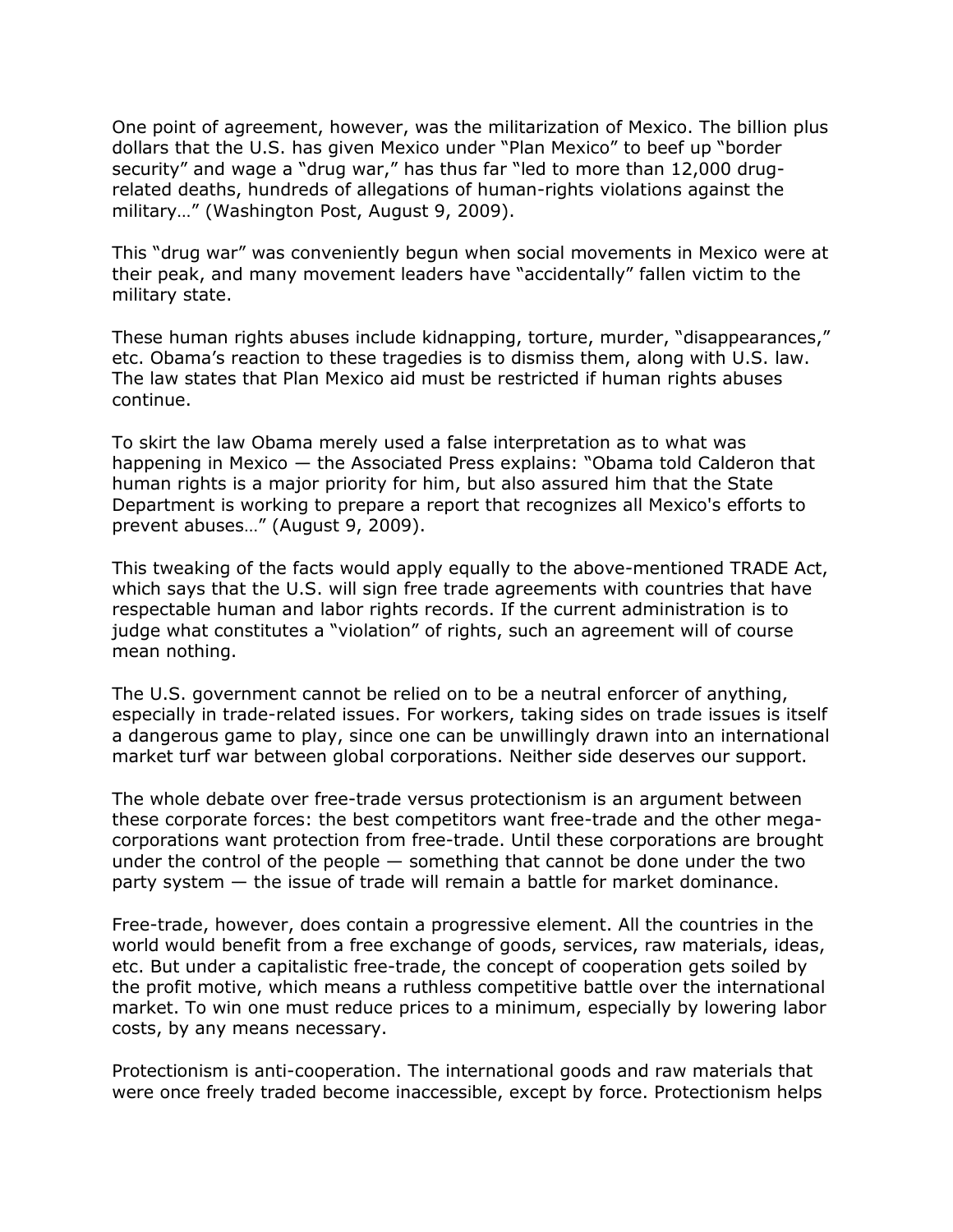One point of agreement, however, was the militarization of Mexico. The billion plus dollars that the U.S. has given Mexico under "Plan Mexico" to beef up "border security" and wage a "drug war," has thus far "led to more than 12,000 drug-related deaths, hundreds of allegations of human-rights violations against the military…" (Washington Post, August 9, 2009).

This "drug war" was conveniently begun when social movements in Mexico were at their peak, and many movement leaders have "accidentally" fallen victim to the military state.

These human rights abuses include kidnapping, torture, murder, "disappearances," etc. Obama's reaction to these tragedies is to dismiss them, along with U.S. law. The law states that Plan Mexico aid must be restricted if human rights abuses continue.

To skirt the law Obama merely used a false interpretation as to what was happening in Mexico — the Associated Press explains: "Obama told Calderon that human rights is a major priority for him, but also assured him that the State Department is working to prepare a report that recognizes all Mexico's efforts to prevent abuses…" (August 9, 2009).

This tweaking of the facts would apply equally to the above-mentioned TRADE Act, which says that the U.S. will sign free trade agreements with countries that have respectable human and labor rights records. If the current administration is to judge what constitutes a "violation" of rights, such an agreement will of course mean nothing.

The U.S. government cannot be relied on to be a neutral enforcer of anything, especially in trade-related issues. For workers, taking sides on trade issues is itself a dangerous game to play, since one can be unwillingly drawn into an international market turf war between global corporations. Neither side deserves our support.

The whole debate over free-trade versus protectionism is an argument between these corporate forces: the best competitors want free-trade and the other mega-corporations want protection from free-trade. Until these corporations are brought under the control of the people — something that cannot be done under the two party system — the issue of trade will remain a battle for market dominance.

Free-trade, however, does contain a progressive element. All the countries in the world would benefit from a free exchange of goods, services, raw materials, ideas, etc. But under a capitalistic free-trade, the concept of cooperation gets soiled by the profit motive, which means a ruthless competitive battle over the international market. To win one must reduce prices to a minimum, especially by lowering labor costs, by any means necessary.

Protectionism is anti-cooperation. The international goods and raw materials that were once freely traded become inaccessible, except by force. Protectionism helps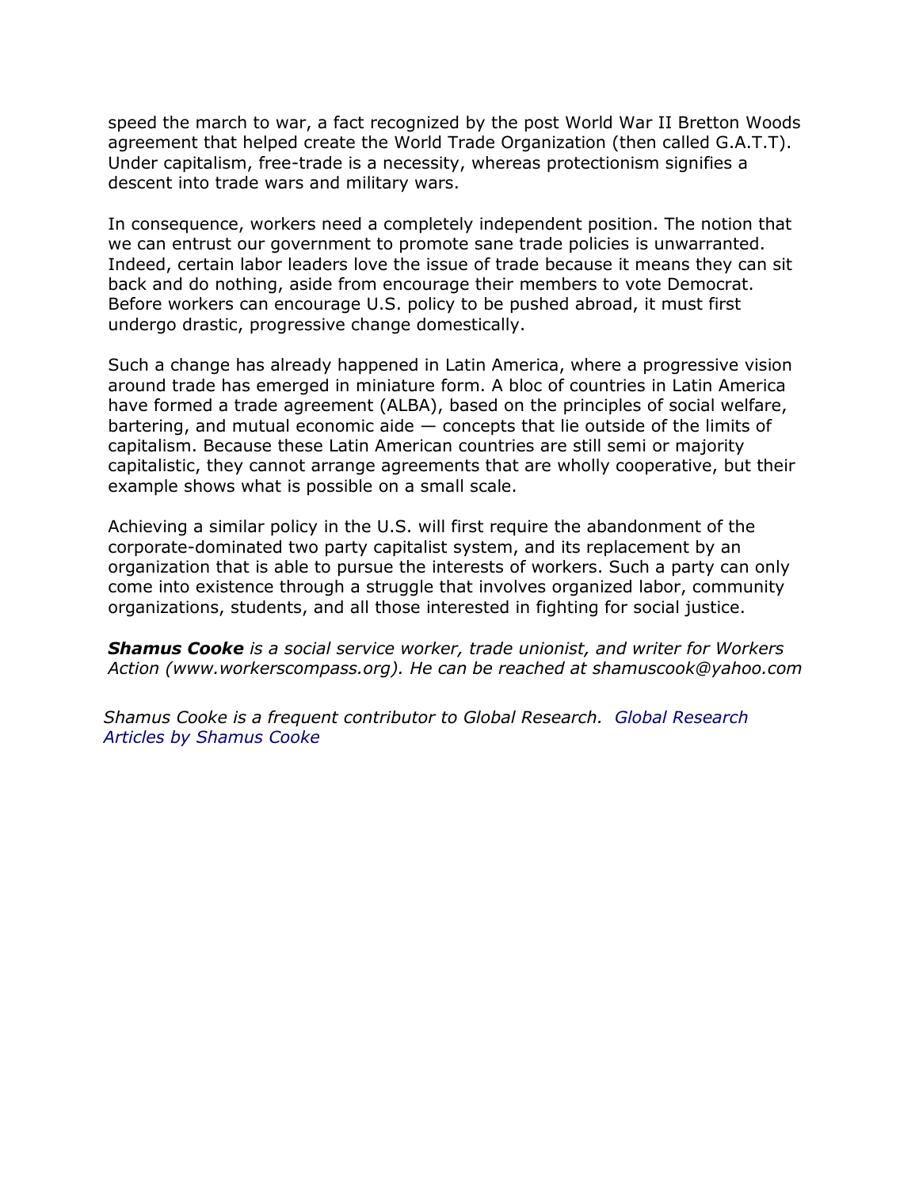speed the march to war, a fact recognized by the post World War II Bretton Woods agreement that helped create the World Trade Organization (then called G.A.T.T). Under capitalism, free-trade is a necessity, whereas protectionism signifies a descent into trade wars and military wars.

In consequence, workers need a completely independent position. The notion that we can entrust our government to promote sane trade policies is unwarranted. Indeed, certain labor leaders love the issue of trade because it means they can sit back and do nothing, aside from encourage their members to vote Democrat. Before workers can encourage U.S. policy to be pushed abroad, it must first undergo drastic, progressive change domestically.

Such a change has already happened in Latin America, where a progressive vision around trade has emerged in miniature form. A bloc of countries in Latin America have formed a trade agreement (ALBA), based on the principles of social welfare, bartering, and mutual economic aide — concepts that lie outside of the limits of capitalism. Because these Latin American countries are still semi or majority capitalistic, they cannot arrange agreements that are wholly cooperative, but their example shows what is possible on a small scale.

Achieving a similar policy in the U.S. will first require the abandonment of the corporate-dominated two party capitalist system, and its replacement by an organization that is able to pursue the interests of workers. Such a party can only come into existence through a struggle that involves organized labor, community organizations, students, and all those interested in fighting for social justice.

***Shamus Cooke*** *is a social service worker, trade unionist, and writer for Workers Action (www.workerscompass.org). He can be reached at shamuscook@yahoo.com*

*Shamus Cooke is a frequent contributor to Global Research. Global Research Articles by Shamus Cooke*